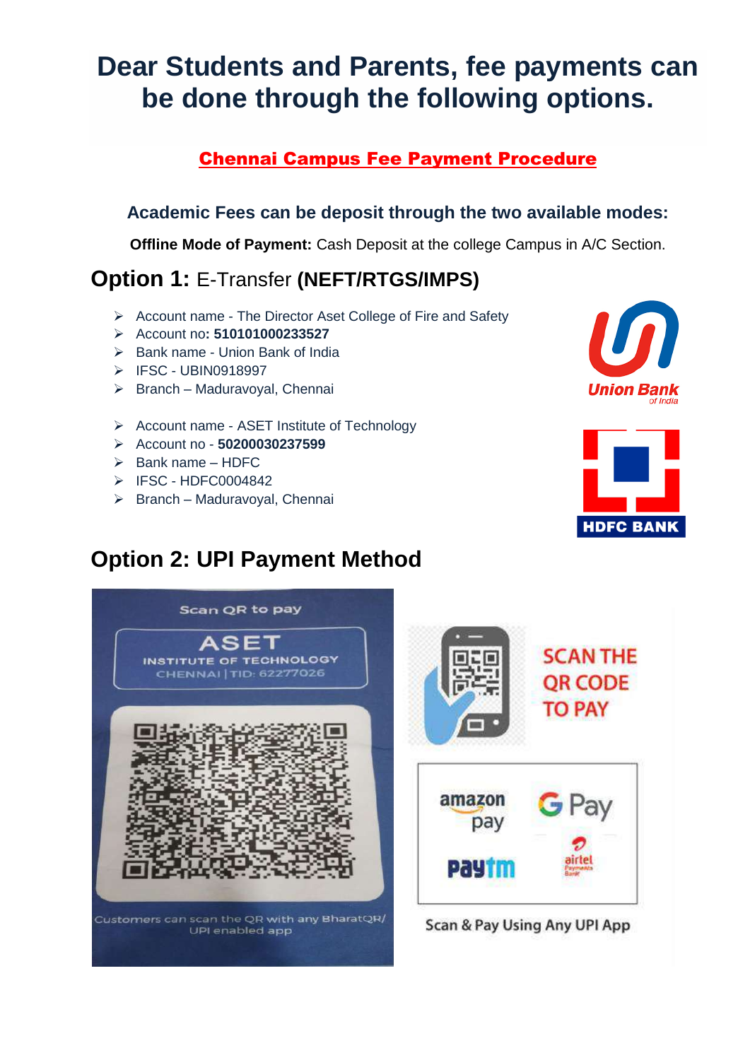# Dear Students and Parents, fee payments can be done through the following options.

## Chennai Campus Fee Payment Procedure

### Academic Fees can be deposit through the two available modes:

**Offline Mode of Payment:** Cash Deposit at the college Campus in A/C Section.

## Option 1: E-Transfer **(NEFT/RTGS/IMPS)**

- Account name - The Director Aset College of Fire and Safety
- Account no**: 510101000233527**
- Bank name - Union Bank of India
- IFSC - UBIN0918997
- Branch – Maduravoyal, Chennai

- Account name - ASET Institute of Technology
- Account no - **50200030237599**
- Bank name – HDFC
- IFSC - HDFC0004842
- Branch – Maduravoyal, Chennai

## Option 2: UPI Payment Method

Scan QR to pay

ASET INSTITUTE OF TECHNOLOGY CHENNAI | TID: 62277026

Customers can scan the QR with any BharatQR/ UPI enabled app

SCAN THE QR CODE TO PAY

Scan & Pay Using Any UPI App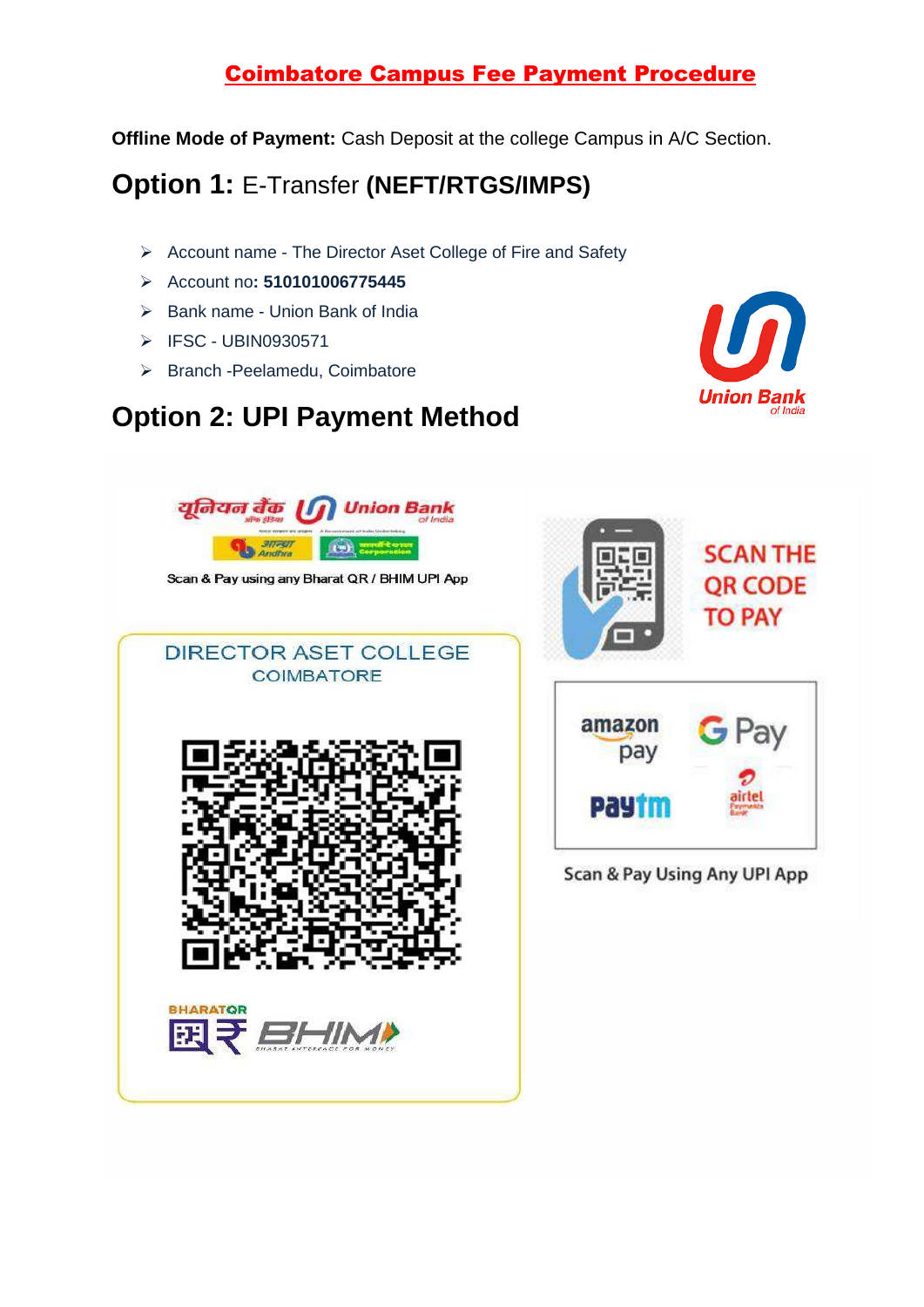# Coimbatore Campus Fee Payment Procedure

**Offline Mode of Payment:** Cash Deposit at the college Campus in A/C Section.

## Option 1: E-Transfer **(NEFT/RTGS/IMPS)**

- Account name - The Director Aset College of Fire and Safety
- Account no**: 510101006775445**
- Bank name - Union Bank of India
- IFSC - UBIN0930571
- Branch -Peelamedu, Coimbatore

## Option 2: UPI Payment Method

यूनियन बैंक ऑफ इंडिया Union Bank of India

Scan & Pay using any Bharat QR / BHIM UPI App

DIRECTOR ASET COLLEGE
COIMBATORE

BHARATQR BHIM

SCAN THE QR CODE TO PAY

amazon pay, G Pay, Paytm, airtel Payments Bank

Scan & Pay Using Any UPI App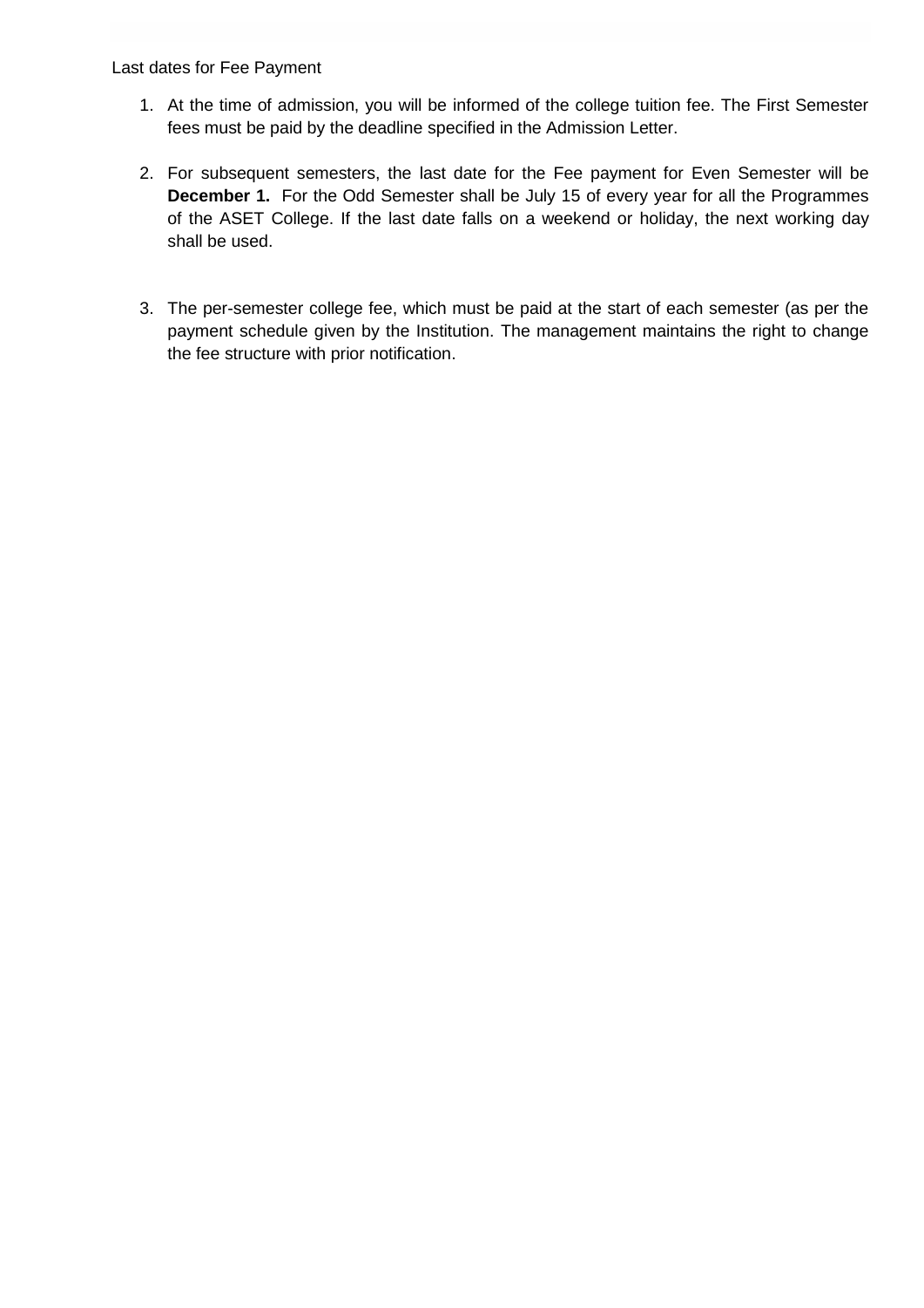Last dates for Fee Payment

1. At the time of admission, you will be informed of the college tuition fee. The First Semester fees must be paid by the deadline specified in the Admission Letter.

2. For subsequent semesters, the last date for the Fee payment for Even Semester will be **December 1.** For the Odd Semester shall be July 15 of every year for all the Programmes of the ASET College. If the last date falls on a weekend or holiday, the next working day shall be used.

3. The per-semester college fee, which must be paid at the start of each semester (as per the payment schedule given by the Institution. The management maintains the right to change the fee structure with prior notification.